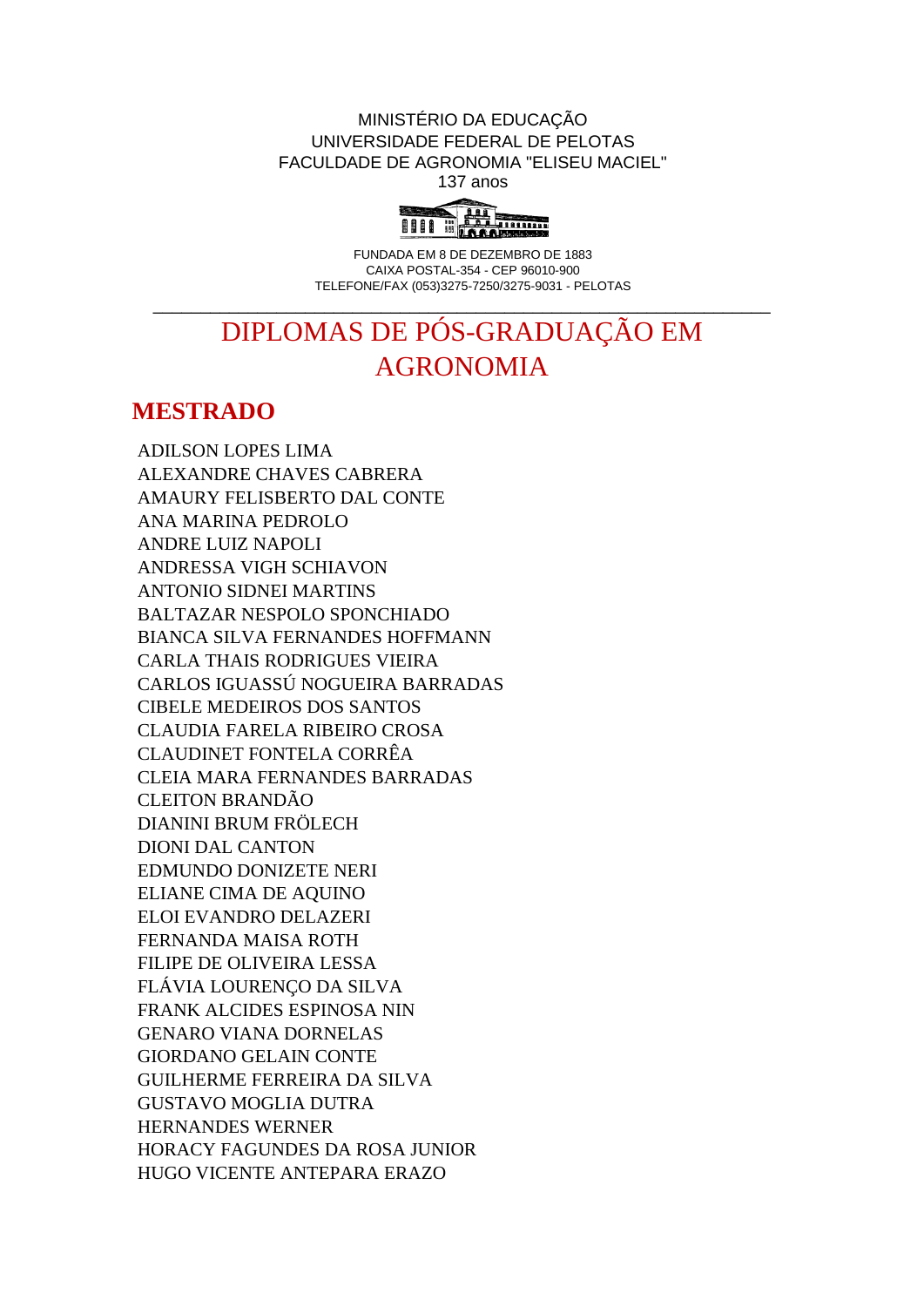MINISTÉRIO DA EDUCAÇÃO
UNIVERSIDADE FEDERAL DE PELOTAS
FACULDADE DE AGRONOMIA "ELISEU MACIEL"
137 anos

FUNDADA EM 8 DE DEZEMBRO DE 1883
CAIXA POSTAL-354 - CEP 96010-900
TELEFONE/FAX (053)3275-7250/3275-9031 - PELOTAS

---

# DIPLOMAS DE PÓS-GRADUAÇÃO EM AGRONOMIA

## MESTRADO

ADILSON LOPES LIMA
ALEXANDRE CHAVES CABRERA
AMAURY FELISBERTO DAL CONTE
ANA MARINA PEDROLO
ANDRE LUIZ NAPOLI
ANDRESSA VIGH SCHIAVON
ANTONIO SIDNEI MARTINS
BALTAZAR NESPOLO SPONCHIADO
BIANCA SILVA FERNANDES HOFFMANN
CARLA THAIS RODRIGUES VIEIRA
CARLOS IGUASSÚ NOGUEIRA BARRADAS
CIBELE MEDEIROS DOS SANTOS
CLAUDIA FARELA RIBEIRO CROSA
CLAUDINET FONTELA CORRÊA
CLEIA MARA FERNANDES BARRADAS
CLEITON BRANDÃO
DIANINI BRUM FRÖLECH
DIONI DAL CANTON
EDMUNDO DONIZETE NERI
ELIANE CIMA DE AQUINO
ELOI EVANDRO DELAZERI
FERNANDA MAISA ROTH
FILIPE DE OLIVEIRA LESSA
FLÁVIA LOURENÇO DA SILVA
FRANK ALCIDES ESPINOSA NIN
GENARO VIANA DORNELAS
GIORDANO GELAIN CONTE
GUILHERME FERREIRA DA SILVA
GUSTAVO MOGLIA DUTRA
HERNANDES WERNER
HORACY FAGUNDES DA ROSA JUNIOR
HUGO VICENTE ANTEPARA ERAZO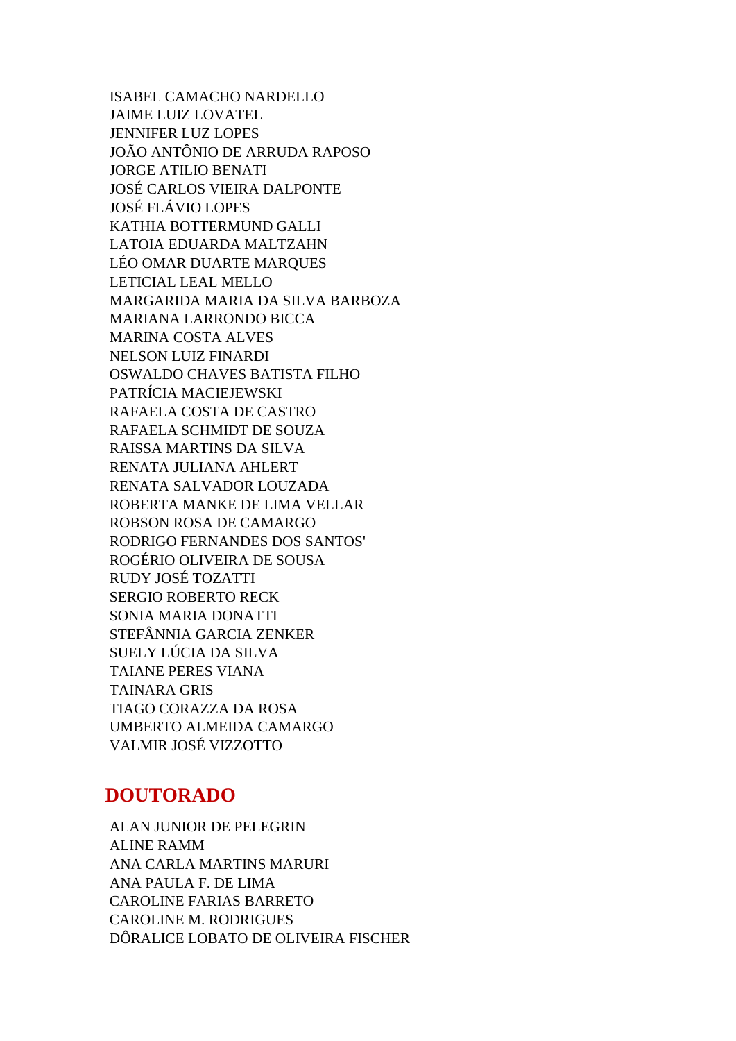ISABEL CAMACHO NARDELLO
JAIME LUIZ LOVATEL
JENNIFER LUZ LOPES
JOÃO ANTÔNIO DE ARRUDA RAPOSO
JORGE ATILIO BENATI
JOSÉ CARLOS VIEIRA DALPONTE
JOSÉ FLÁVIO LOPES
KATHIA BOTTERMUND GALLI
LATOIA EDUARDA MALTZAHN
LÉO OMAR DUARTE MARQUES
LETICIAL LEAL MELLO
MARGARIDA MARIA DA SILVA BARBOZA
MARIANA LARRONDO BICCA
MARINA COSTA ALVES
NELSON LUIZ FINARDI
OSWALDO CHAVES BATISTA FILHO
PATRÍCIA MACIEJEWSKI
RAFAELA COSTA DE CASTRO
RAFAELA SCHMIDT DE SOUZA
RAISSA MARTINS DA SILVA
RENATA JULIANA AHLERT
RENATA SALVADOR LOUZADA
ROBERTA MANKE DE LIMA VELLAR
ROBSON ROSA DE CAMARGO
RODRIGO FERNANDES DOS SANTOS'
ROGÉRIO OLIVEIRA DE SOUSA
RUDY JOSÉ TOZATTI
SERGIO ROBERTO RECK
SONIA MARIA DONATTI
STEFÂNNIA GARCIA ZENKER
SUELY LÚCIA DA SILVA
TAIANE PERES VIANA
TAINARA GRIS
TIAGO CORAZZA DA ROSA
UMBERTO ALMEIDA CAMARGO
VALMIR JOSÉ VIZZOTTO

## DOUTORADO

ALAN JUNIOR DE PELEGRIN
ALINE RAMM
ANA CARLA MARTINS MARURI
ANA PAULA F. DE LIMA
CAROLINE FARIAS BARRETO
CAROLINE M. RODRIGUES
DÔRALICE LOBATO DE OLIVEIRA FISCHER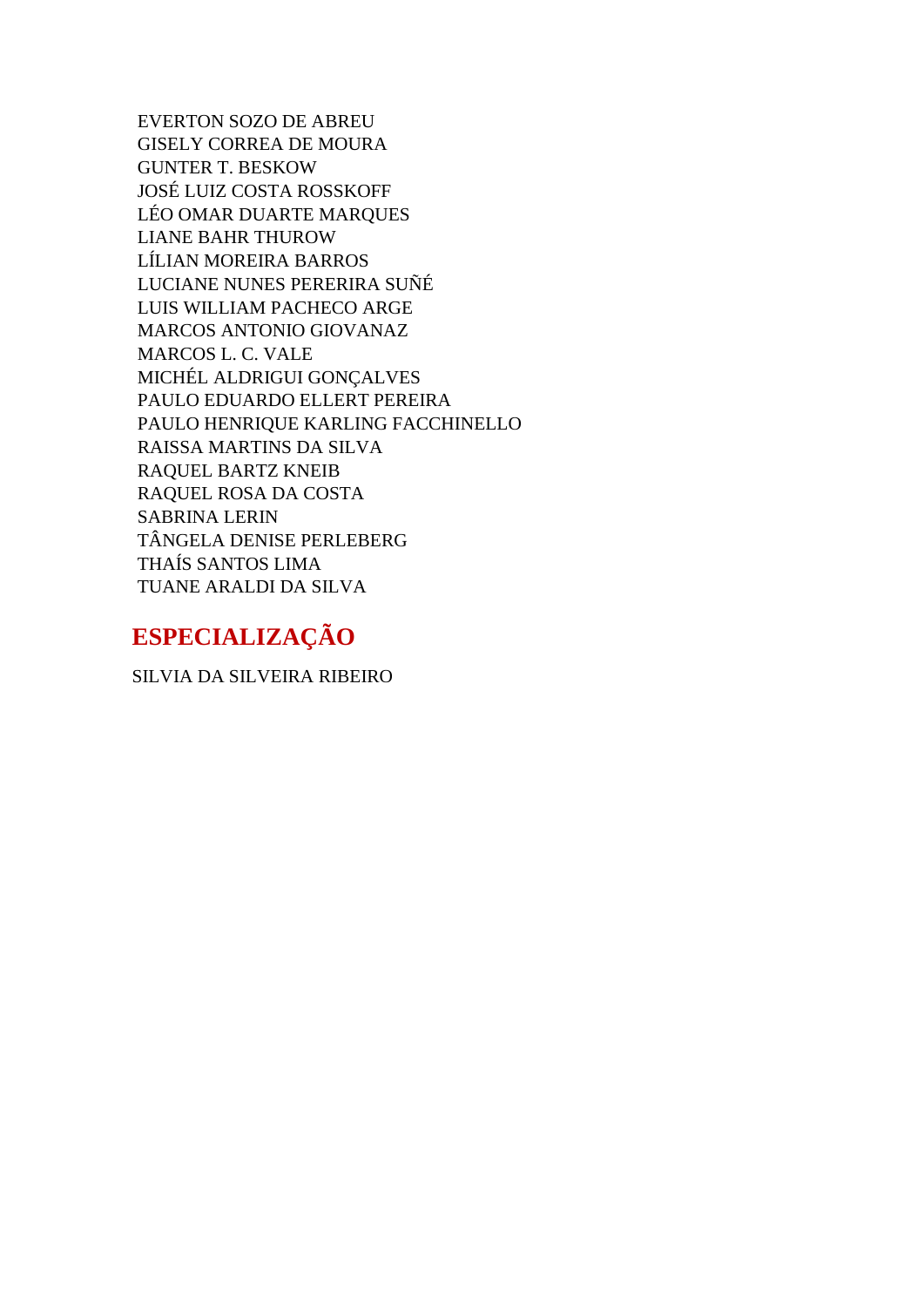EVERTON SOZO DE ABREU
GISELY CORREA DE MOURA
GUNTER T. BESKOW
JOSÉ LUIZ COSTA ROSSKOFF
LÉO OMAR DUARTE MARQUES
LIANE BAHR THUROW
LÍLIAN MOREIRA BARROS
LUCIANE NUNES PERERIRA SUÑÉ
LUIS WILLIAM PACHECO ARGE
MARCOS ANTONIO GIOVANAZ
MARCOS L. C. VALE
MICHÉL ALDRIGUI GONÇALVES
PAULO EDUARDO ELLERT PEREIRA
PAULO HENRIQUE KARLING FACCHINELLO
RAISSA MARTINS DA SILVA
RAQUEL BARTZ KNEIB
RAQUEL ROSA DA COSTA
SABRINA LERIN
TÂNGELA DENISE PERLEBERG
THAÍS SANTOS LIMA
TUANE ARALDI DA SILVA

## ESPECIALIZAÇÃO

SILVIA DA SILVEIRA RIBEIRO